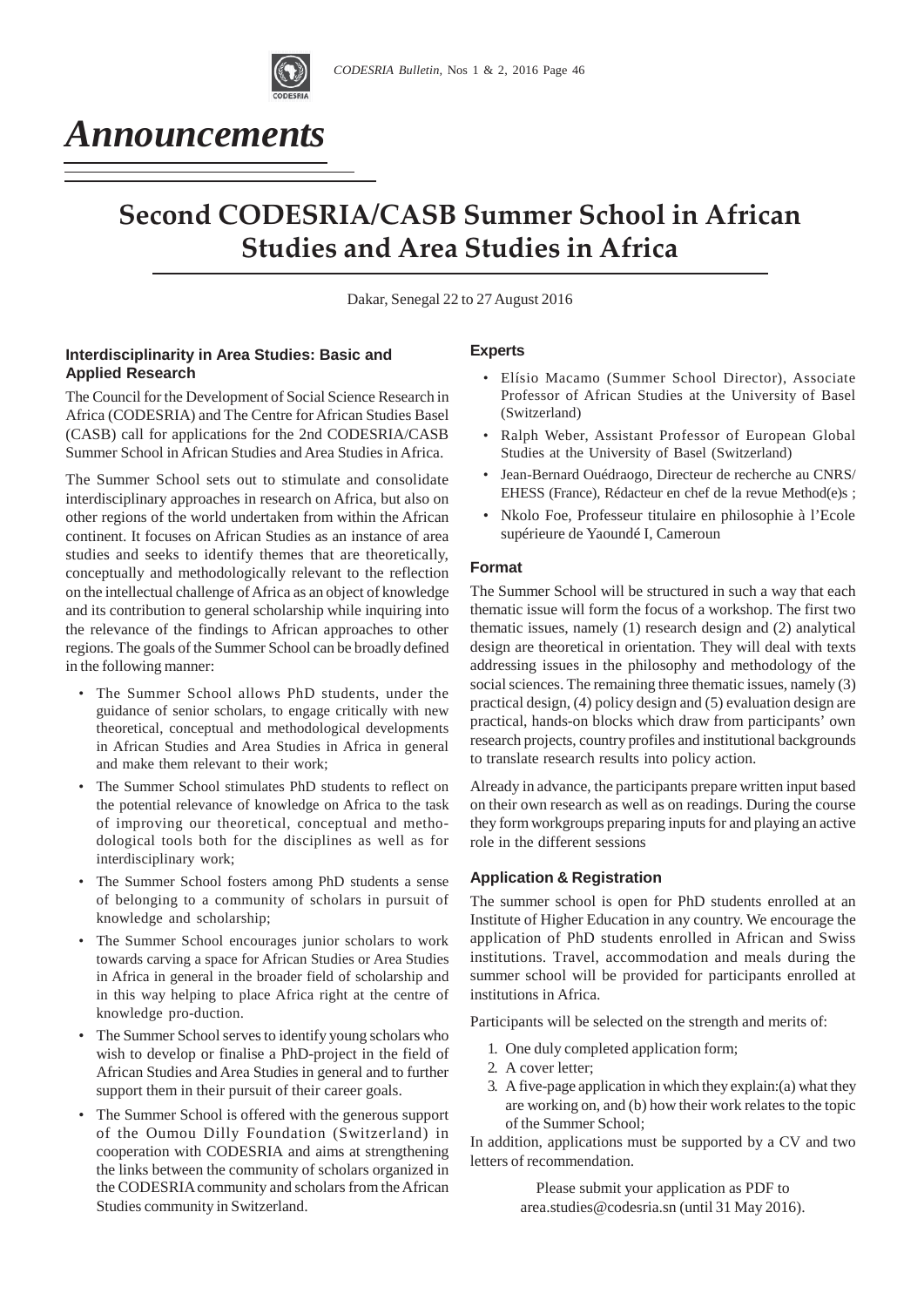# Announcements

## Second CODESRIA/CASB Summer School in African Studies and Area Studies in Africa

Dakar, Senegal 22 to 27 August 2016

### Interdisciplinarity in Area Studies: Basic and Applied Research

The Council for the Development of Social Science Research in Africa (CODESRIA) and The Centre for African Studies Basel (CASB) call for applications for the 2nd CODESRIA/CASB Summer School in African Studies and Area Studies in Africa.

The Summer School sets out to stimulate and consolidate interdisciplinary approaches in research on Africa, but also on other regions of the world undertaken from within the African continent. It focuses on African Studies as an instance of area studies and seeks to identify themes that are theoretically, conceptually and methodologically relevant to the reflection on the intellectual challenge of Africa as an object of knowledge and its contribution to general scholarship while inquiring into the relevance of the findings to African approaches to other regions. The goals of the Summer School can be broadly defined in the following manner:

- The Summer School allows PhD students, under the guidance of senior scholars, to engage critically with new theoretical, conceptual and methodological developments in African Studies and Area Studies in Africa in general and make them relevant to their work;
- The Summer School stimulates PhD students to reflect on the potential relevance of knowledge on Africa to the task of improving our theoretical, conceptual and methodological tools both for the disciplines as well as for interdisciplinary work;
- The Summer School fosters among PhD students a sense of belonging to a community of scholars in pursuit of knowledge and scholarship;
- The Summer School encourages junior scholars to work towards carving a space for African Studies or Area Studies in Africa in general in the broader field of scholarship and in this way helping to place Africa right at the centre of knowledge pro-duction.
- The Summer School serves to identify young scholars who wish to develop or finalise a PhD-project in the field of African Studies and Area Studies in general and to further support them in their pursuit of their career goals.
- The Summer School is offered with the generous support of the Oumou Dilly Foundation (Switzerland) in cooperation with CODESRIA and aims at strengthening the links between the community of scholars organized in the CODESRIA community and scholars from the African Studies community in Switzerland.

### Experts

- Elísio Macamo (Summer School Director), Associate Professor of African Studies at the University of Basel (Switzerland)
- Ralph Weber, Assistant Professor of European Global Studies at the University of Basel (Switzerland)
- Jean-Bernard Ouédraogo, Directeur de recherche au CNRS/ EHESS (France), Rédacteur en chef de la revue Method(e)s ;
- Nkolo Foe, Professeur titulaire en philosophie à l'Ecole supérieure de Yaoundé I, Cameroun

### Format

The Summer School will be structured in such a way that each thematic issue will form the focus of a workshop. The first two thematic issues, namely (1) research design and (2) analytical design are theoretical in orientation. They will deal with texts addressing issues in the philosophy and methodology of the social sciences. The remaining three thematic issues, namely (3) practical design, (4) policy design and (5) evaluation design are practical, hands-on blocks which draw from participants' own research projects, country profiles and institutional backgrounds to translate research results into policy action.

Already in advance, the participants prepare written input based on their own research as well as on readings. During the course they form workgroups preparing inputs for and playing an active role in the different sessions

### Application & Registration

The summer school is open for PhD students enrolled at an Institute of Higher Education in any country. We encourage the application of PhD students enrolled in African and Swiss institutions. Travel, accommodation and meals during the summer school will be provided for participants enrolled at institutions in Africa.

Participants will be selected on the strength and merits of:

1. One duly completed application form;
2. A cover letter;
3. A five-page application in which they explain:(a) what they are working on, and (b) how their work relates to the topic of the Summer School;

In addition, applications must be supported by a CV and two letters of recommendation.

Please submit your application as PDF to area.studies@codesria.sn (until 31 May 2016).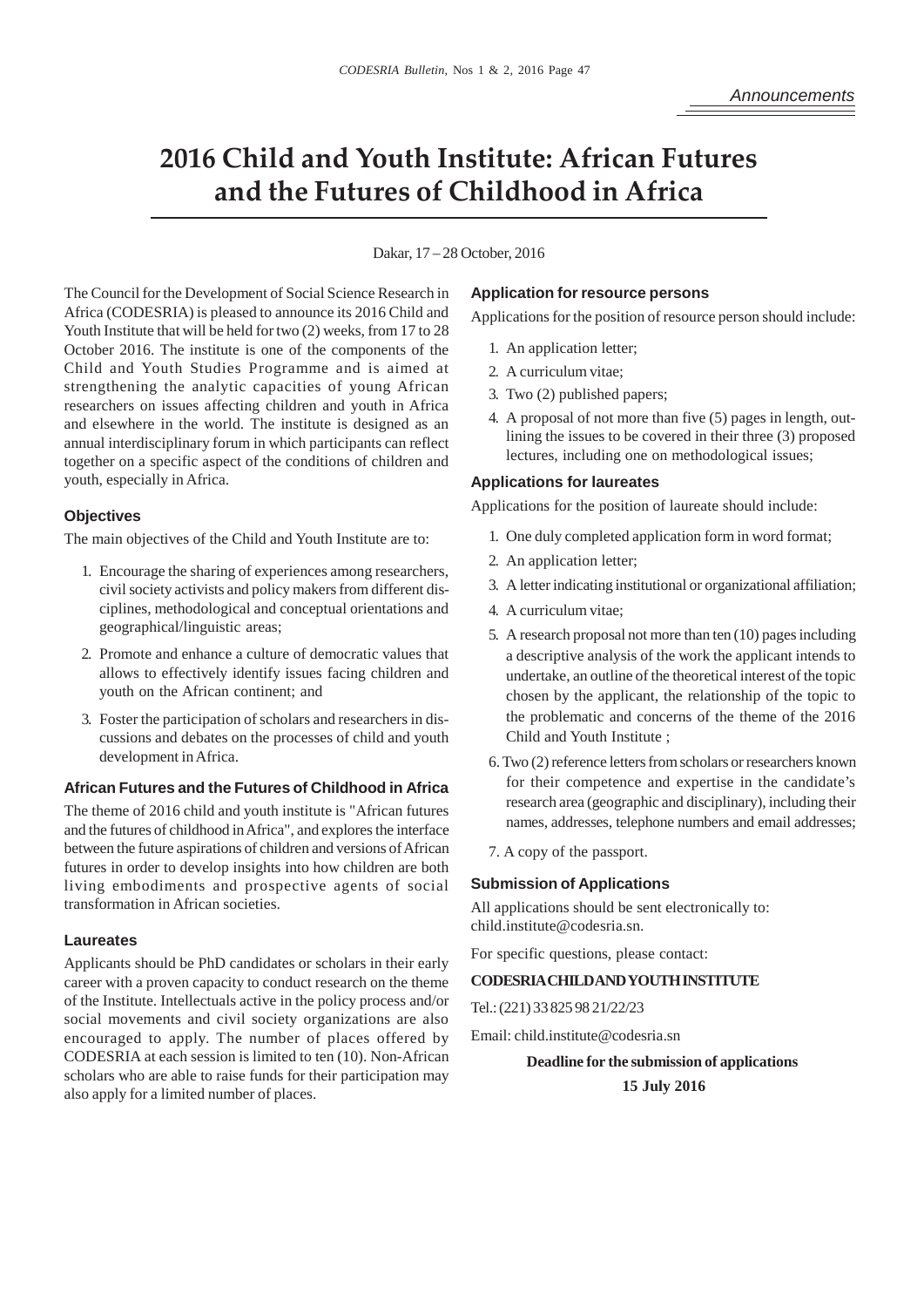# 2016 Child and Youth Institute: African Futures and the Futures of Childhood in Africa

Dakar, 17 – 28 October, 2016

The Council for the Development of Social Science Research in Africa (CODESRIA) is pleased to announce its 2016 Child and Youth Institute that will be held for two (2) weeks, from 17 to 28 October 2016. The institute is one of the components of the Child and Youth Studies Programme and is aimed at strengthening the analytic capacities of young African researchers on issues affecting children and youth in Africa and elsewhere in the world. The institute is designed as an annual interdisciplinary forum in which participants can reflect together on a specific aspect of the conditions of children and youth, especially in Africa.

### Objectives

The main objectives of the Child and Youth Institute are to:

1. Encourage the sharing of experiences among researchers, civil society activists and policy makers from different disciplines, methodological and conceptual orientations and geographical/linguistic areas;
2. Promote and enhance a culture of democratic values that allows to effectively identify issues facing children and youth on the African continent; and
3. Foster the participation of scholars and researchers in discussions and debates on the processes of child and youth development in Africa.

### African Futures and the Futures of Childhood in Africa

The theme of 2016 child and youth institute is "African futures and the futures of childhood in Africa", and explores the interface between the future aspirations of children and versions of African futures in order to develop insights into how children are both living embodiments and prospective agents of social transformation in African societies.

### Laureates

Applicants should be PhD candidates or scholars in their early career with a proven capacity to conduct research on the theme of the Institute. Intellectuals active in the policy process and/or social movements and civil society organizations are also encouraged to apply. The number of places offered by CODESRIA at each session is limited to ten (10). Non-African scholars who are able to raise funds for their participation may also apply for a limited number of places.

### Application for resource persons

Applications for the position of resource person should include:

1. An application letter;
2. A curriculum vitae;
3. Two (2) published papers;
4. A proposal of not more than five (5) pages in length, outlining the issues to be covered in their three (3) proposed lectures, including one on methodological issues;

### Applications for laureates

Applications for the position of laureate should include:

1. One duly completed application form in word format;
2. An application letter;
3. A letter indicating institutional or organizational affiliation;
4. A curriculum vitae;
5. A research proposal not more than ten (10) pages including a descriptive analysis of the work the applicant intends to undertake, an outline of the theoretical interest of the topic chosen by the applicant, the relationship of the topic to the problematic and concerns of the theme of the 2016 Child and Youth Institute ;
6. Two (2) reference letters from scholars or researchers known for their competence and expertise in the candidate's research area (geographic and disciplinary), including their names, addresses, telephone numbers and email addresses;
7. A copy of the passport.

### Submission of Applications

All applications should be sent electronically to: child.institute@codesria.sn.

For specific questions, please contact:

**CODESRIA CHILD AND YOUTH INSTITUTE**

Tel.: (221) 33 825 98 21/22/23

Email: child.institute@codesria.sn

**Deadline for the submission of applications**

**15 July 2016**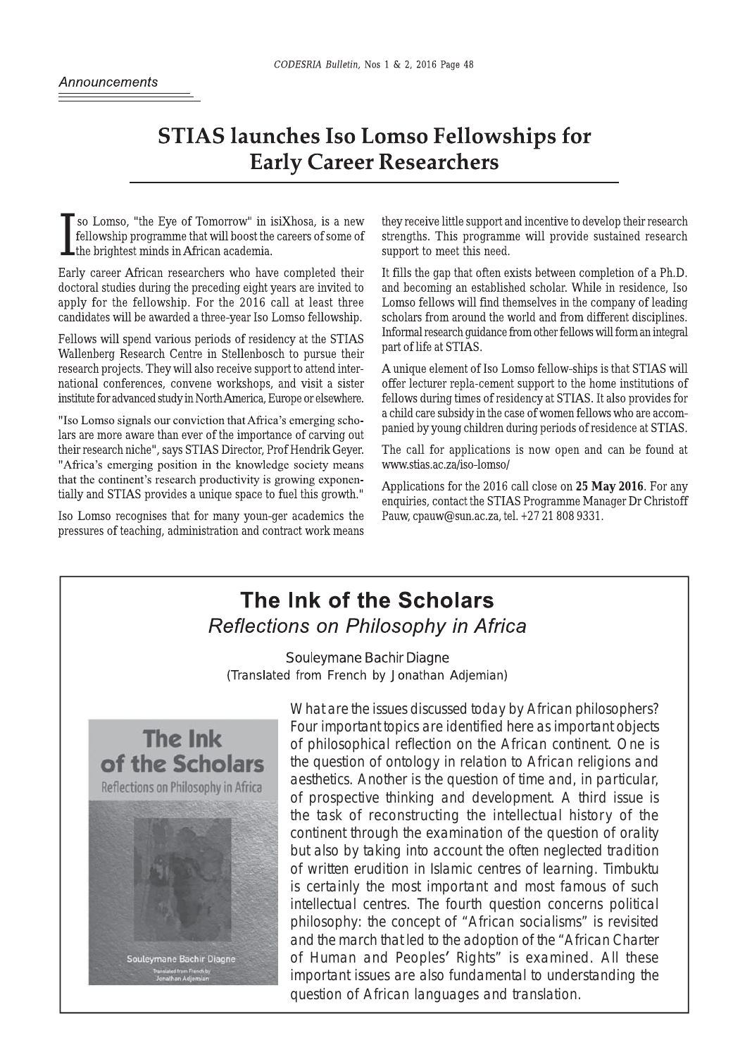*Announcements*

# STIAS launches Iso Lomso Fellowships for Early Career Researchers

Iso Lomso, "the Eye of Tomorrow" in isiXhosa, is a new fellowship programme that will boost the careers of some of the brightest minds in African academia.

Early career African researchers who have completed their doctoral studies during the preceding eight years are invited to apply for the fellowship. For the 2016 call at least three candidates will be awarded a three-year Iso Lomso fellowship.

Fellows will spend various periods of residency at the STIAS Wallenberg Research Centre in Stellenbosch to pursue their research projects. They will also receive support to attend international conferences, convene workshops, and visit a sister institute for advanced study in North America, Europe or elsewhere.

"Iso Lomso signals our conviction that Africa's emerging scholars are more aware than ever of the importance of carving out their research niche", says STIAS Director, Prof Hendrik Geyer. "Africa's emerging position in the knowledge society means that the continent's research productivity is growing exponentially and STIAS provides a unique space to fuel this growth."

Iso Lomso recognises that for many youn-ger academics the pressures of teaching, administration and contract work means they receive little support and incentive to develop their research strengths. This programme will provide sustained research support to meet this need.

It fills the gap that often exists between completion of a Ph.D. and becoming an established scholar. While in residence, Iso Lomso fellows will find themselves in the company of leading scholars from around the world and from different disciplines. Informal research guidance from other fellows will form an integral part of life at STIAS.

A unique element of Iso Lomso fellow-ships is that STIAS will offer lecturer repla-cement support to the home institutions of fellows during times of residency at STIAS. It also provides for a child care subsidy in the case of women fellows who are accompanied by young children during periods of residence at STIAS.

The call for applications is now open and can be found at www.stias.ac.za/iso-lomso/

Applications for the 2016 call close on **25 May 2016**. For any enquiries, contact the STIAS Programme Manager Dr Christoff Pauw, cpauw@sun.ac.za, tel. +27 21 808 9331.

## The Ink of the Scholars

*Reflections on Philosophy in Africa*

Souleymane Bachir Diagne

(Translated from French by Jonathan Adjemian)

What are the issues discussed today by African philosophers? Four important topics are identified here as important objects of philosophical reflection on the African continent. One is the question of ontology in relation to African religions and aesthetics. Another is the question of time and, in particular, of prospective thinking and development. A third issue is the task of reconstructing the intellectual history of the continent through the examination of the question of orality but also by taking into account the often neglected tradition of written erudition in Islamic centres of learning. Timbuktu is certainly the most important and most famous of such intellectual centres. The fourth question concerns political philosophy: the concept of "African socialisms" is revisited and the march that led to the adoption of the "African Charter of Human and Peoples' Rights" is examined. All these important issues are also fundamental to understanding the question of African languages and translation.